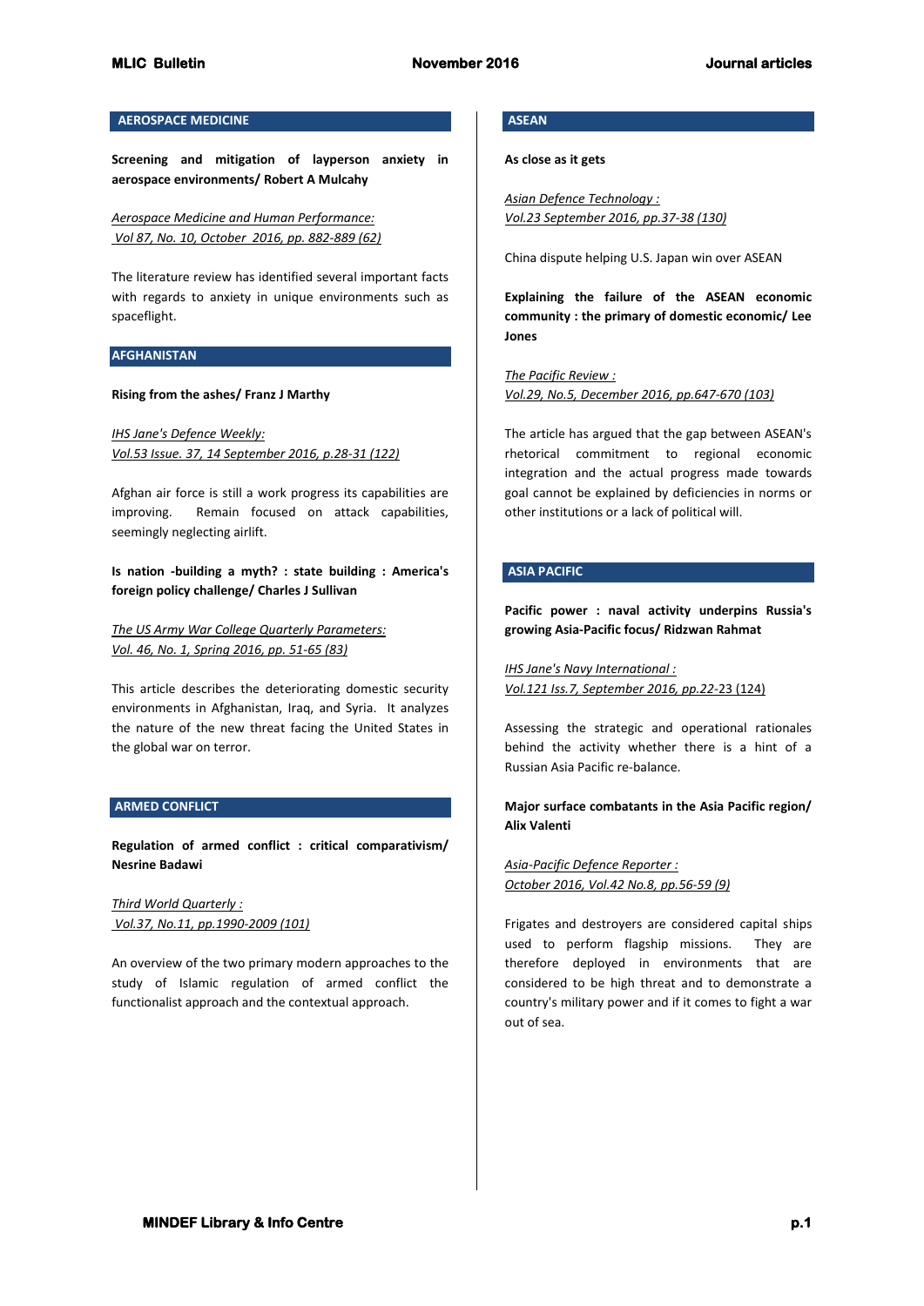## AEROSPACE MEDICINE

**Screening and mitigation of layperson anxiety in aerospace environments/ Robert A Mulcahy**

*Aerospace Medicine and Human Performance: Vol 87, No. 10, October 2016, pp. 882-889 (62)*

The literature review has identified several important facts with regards to anxiety in unique environments such as spaceflight.

## AFGHANISTAN

**Rising from the ashes/ Franz J Marthy**

*IHS Jane's Defence Weekly: Vol.53 Issue. 37, 14 September 2016, p.28-31 (122)*

Afghan air force is still a work progress its capabilities are improving. Remain focused on attack capabilities, seemingly neglecting airlift.

**Is nation -building a myth? : state building : America's foreign policy challenge/ Charles J Sullivan**

*The US Army War College Quarterly Parameters: Vol. 46, No. 1, Spring 2016, pp. 51-65 (83)*

This article describes the deteriorating domestic security environments in Afghanistan, Iraq, and Syria. It analyzes the nature of the new threat facing the United States in the global war on terror.

## ARMED CONFLICT

**Regulation of armed conflict : critical comparativism/ Nesrine Badawi**

*Third World Quarterly : Vol.37, No.11, pp.1990-2009 (101)*

An overview of the two primary modern approaches to the study of Islamic regulation of armed conflict the functionalist approach and the contextual approach.

## ASEAN

**As close as it gets**

*Asian Defence Technology : Vol.23 September 2016, pp.37-38 (130)*

China dispute helping U.S. Japan win over ASEAN

**Explaining the failure of the ASEAN economic community : the primary of domestic economic/ Lee Jones**

*The Pacific Review : Vol.29, No.5, December 2016, pp.647-670 (103)*

The article has argued that the gap between ASEAN's rhetorical commitment to regional economic integration and the actual progress made towards goal cannot be explained by deficiencies in norms or other institutions or a lack of political will.

## ASIA PACIFIC

**Pacific power : naval activity underpins Russia's growing Asia-Pacific focus/ Ridzwan Rahmat**

*IHS Jane's Navy International : Vol.121 Iss.7, September 2016, pp.22-23 (124)*

Assessing the strategic and operational rationales behind the activity whether there is a hint of a Russian Asia Pacific re-balance.

**Major surface combatants in the Asia Pacific region/ Alix Valenti**

*Asia-Pacific Defence Reporter : October 2016, Vol.42 No.8, pp.56-59 (9)*

Frigates and destroyers are considered capital ships used to perform flagship missions. They are therefore deployed in environments that are considered to be high threat and to demonstrate a country's military power and if it comes to fight a war out of sea.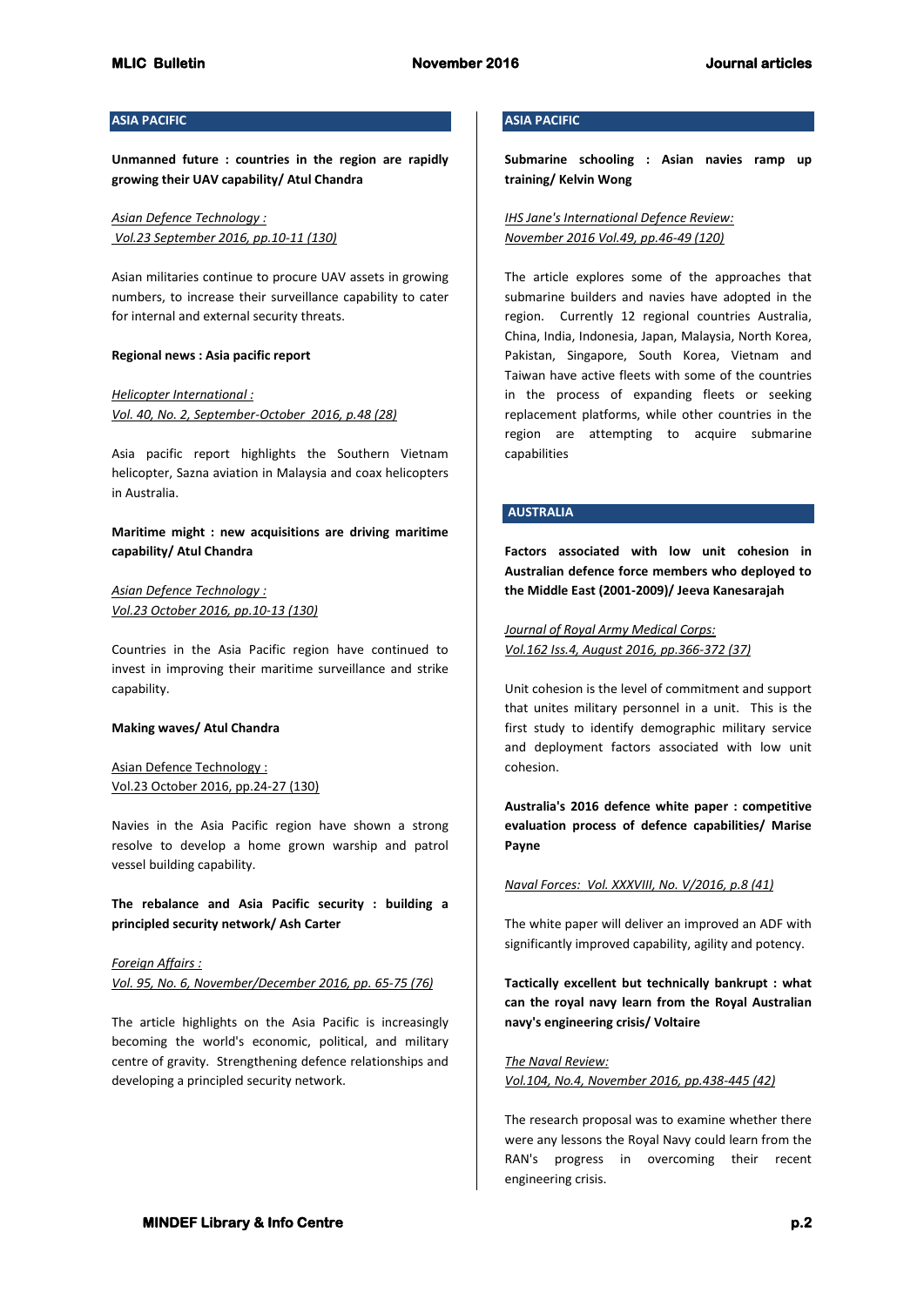## ASIA PACIFIC

**Unmanned future : countries in the region are rapidly growing their UAV capability/ Atul Chandra**

*Asian Defence Technology : Vol.23 September 2016, pp.10-11 (130)*

Asian militaries continue to procure UAV assets in growing numbers, to increase their surveillance capability to cater for internal and external security threats.

**Regional news : Asia pacific report**

*Helicopter International : Vol. 40, No. 2, September-October 2016, p.48 (28)*

Asia pacific report highlights the Southern Vietnam helicopter, Sazna aviation in Malaysia and coax helicopters in Australia.

**Maritime might : new acquisitions are driving maritime capability/ Atul Chandra**

*Asian Defence Technology : Vol.23 October 2016, pp.10-13 (130)*

Countries in the Asia Pacific region have continued to invest in improving their maritime surveillance and strike capability.

**Making waves/ Atul Chandra**

Asian Defence Technology : Vol.23 October 2016, pp.24-27 (130)

Navies in the Asia Pacific region have shown a strong resolve to develop a home grown warship and patrol vessel building capability.

**The rebalance and Asia Pacific security : building a principled security network/ Ash Carter**

*Foreign Affairs : Vol. 95, No. 6, November/December 2016, pp. 65-75 (76)*

The article highlights on the Asia Pacific is increasingly becoming the world's economic, political, and military centre of gravity. Strengthening defence relationships and developing a principled security network.

## ASIA PACIFIC

**Submarine schooling : Asian navies ramp up training/ Kelvin Wong**

*IHS Jane's International Defence Review: November 2016 Vol.49, pp.46-49 (120)*

The article explores some of the approaches that submarine builders and navies have adopted in the region. Currently 12 regional countries Australia, China, India, Indonesia, Japan, Malaysia, North Korea, Pakistan, Singapore, South Korea, Vietnam and Taiwan have active fleets with some of the countries in the process of expanding fleets or seeking replacement platforms, while other countries in the region are attempting to acquire submarine capabilities

## AUSTRALIA

**Factors associated with low unit cohesion in Australian defence force members who deployed to the Middle East (2001-2009)/ Jeeva Kanesarajah**

*Journal of Royal Army Medical Corps: Vol.162 Iss.4, August 2016, pp.366-372 (37)*

Unit cohesion is the level of commitment and support that unites military personnel in a unit. This is the first study to identify demographic military service and deployment factors associated with low unit cohesion.

**Australia's 2016 defence white paper : competitive evaluation process of defence capabilities/ Marise Payne**

*Naval Forces: Vol. XXXVIII, No. V/2016, p.8 (41)*

The white paper will deliver an improved an ADF with significantly improved capability, agility and potency.

**Tactically excellent but technically bankrupt : what can the royal navy learn from the Royal Australian navy's engineering crisis/ Voltaire**

*The Naval Review: Vol.104, No.4, November 2016, pp.438-445 (42)*

The research proposal was to examine whether there were any lessons the Royal Navy could learn from the RAN's progress in overcoming their recent engineering crisis.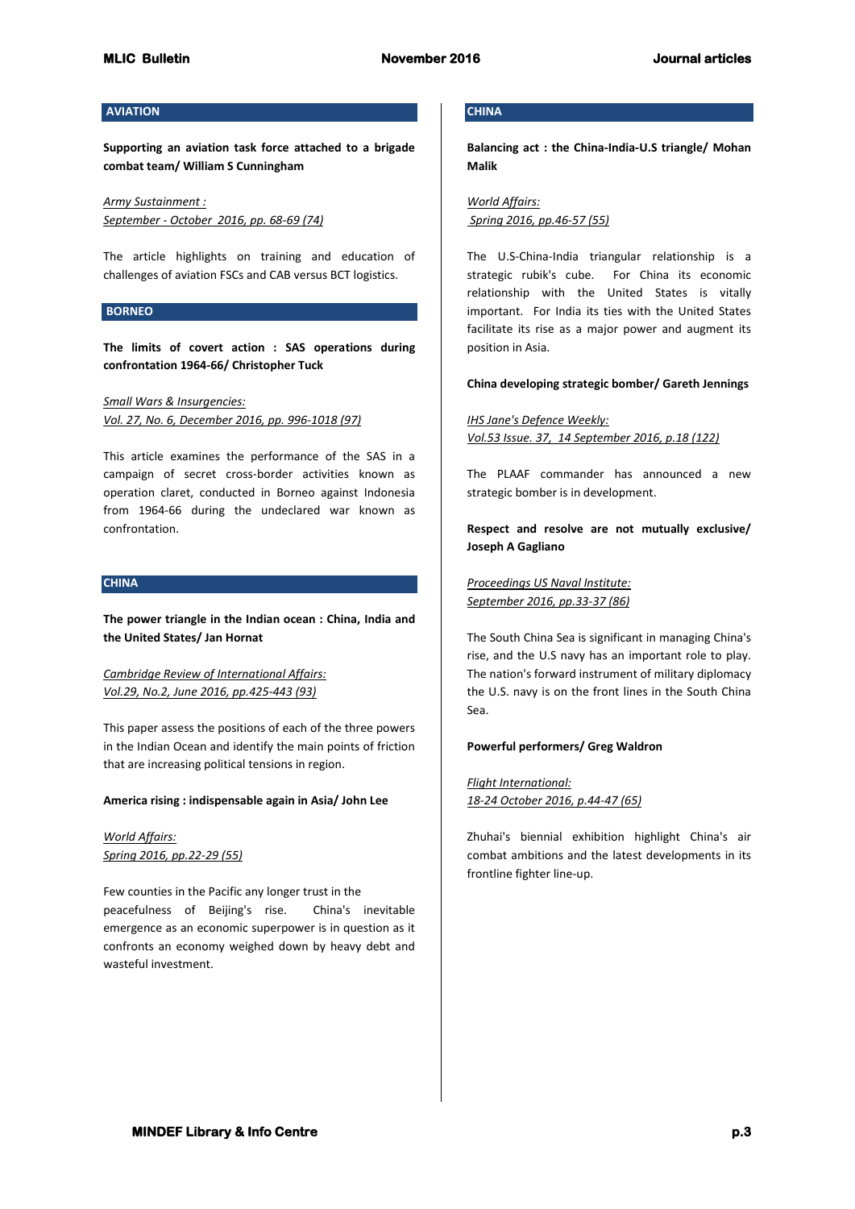## AVIATION

**Supporting an aviation task force attached to a brigade combat team/ William S Cunningham**

Army Sustainment :
September - October 2016, pp. 68-69 (74)

The article highlights on training and education of challenges of aviation FSCs and CAB versus BCT logistics.

## BORNEO

**The limits of covert action : SAS operations during confrontation 1964-66/ Christopher Tuck**

Small Wars & Insurgencies:
Vol. 27, No. 6, December 2016, pp. 996-1018 (97)

This article examines the performance of the SAS in a campaign of secret cross-border activities known as operation claret, conducted in Borneo against Indonesia from 1964-66 during the undeclared war known as confrontation.

## CHINA

**The power triangle in the Indian ocean : China, India and the United States/ Jan Hornat**

Cambridge Review of International Affairs:
Vol.29, No.2, June 2016, pp.425-443 (93)

This paper assess the positions of each of the three powers in the Indian Ocean and identify the main points of friction that are increasing political tensions in region.

**America rising : indispensable again in Asia/ John Lee**

World Affairs:
Spring 2016, pp.22-29 (55)

Few counties in the Pacific any longer trust in the peacefulness of Beijing's rise. China's inevitable emergence as an economic superpower is in question as it confronts an economy weighed down by heavy debt and wasteful investment.

## CHINA

**Balancing act : the China-India-U.S triangle/ Mohan Malik**

World Affairs:
Spring 2016, pp.46-57 (55)

The U.S-China-India triangular relationship is a strategic rubik's cube. For China its economic relationship with the United States is vitally important. For India its ties with the United States facilitate its rise as a major power and augment its position in Asia.

**China developing strategic bomber/ Gareth Jennings**

IHS Jane's Defence Weekly:
Vol.53 Issue. 37, 14 September 2016, p.18 (122)

The PLAAF commander has announced a new strategic bomber is in development.

**Respect and resolve are not mutually exclusive/ Joseph A Gagliano**

Proceedings US Naval Institute:
September 2016, pp.33-37 (86)

The South China Sea is significant in managing China's rise, and the U.S navy has an important role to play. The nation's forward instrument of military diplomacy the U.S. navy is on the front lines in the South China Sea.

**Powerful performers/ Greg Waldron**

Flight International:
18-24 October 2016, p.44-47 (65)

Zhuhai's biennial exhibition highlight China's air combat ambitions and the latest developments in its frontline fighter line-up.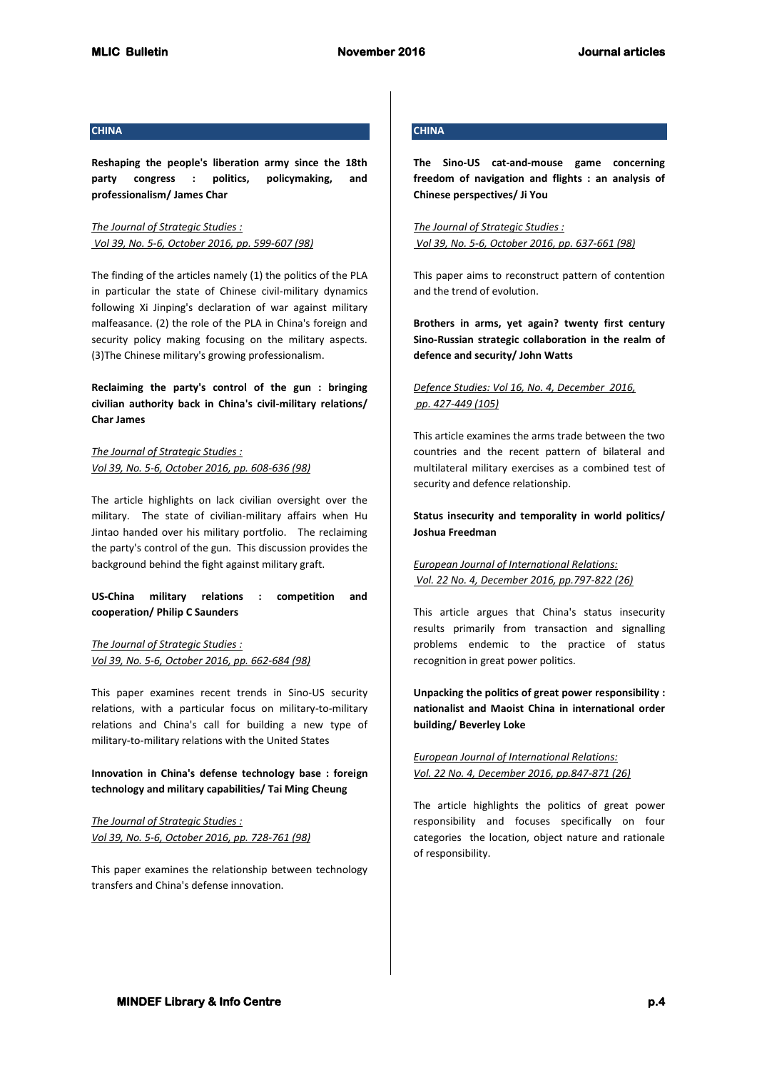## CHINA

**Reshaping the people's liberation army since the 18th party congress : politics, policymaking, and professionalism/ James Char**

*The Journal of Strategic Studies : Vol 39, No. 5-6, October 2016, pp. 599-607 (98)*

The finding of the articles namely (1) the politics of the PLA in particular the state of Chinese civil-military dynamics following Xi Jinping's declaration of war against military malfeasance. (2) the role of the PLA in China's foreign and security policy making focusing on the military aspects. (3)The Chinese military's growing professionalism.

**Reclaiming the party's control of the gun : bringing civilian authority back in China's civil-military relations/ Char James**

*The Journal of Strategic Studies : Vol 39, No. 5-6, October 2016, pp. 608-636 (98)*

The article highlights on lack civilian oversight over the military. The state of civilian-military affairs when Hu Jintao handed over his military portfolio. The reclaiming the party's control of the gun. This discussion provides the background behind the fight against military graft.

**US-China military relations : competition and cooperation/ Philip C Saunders**

*The Journal of Strategic Studies : Vol 39, No. 5-6, October 2016, pp. 662-684 (98)*

This paper examines recent trends in Sino-US security relations, with a particular focus on military-to-military relations and China's call for building a new type of military-to-military relations with the United States

**Innovation in China's defense technology base : foreign technology and military capabilities/ Tai Ming Cheung**

*The Journal of Strategic Studies : Vol 39, No. 5-6, October 2016, pp. 728-761 (98)*

This paper examines the relationship between technology transfers and China's defense innovation.

## CHINA

**The Sino-US cat-and-mouse game concerning freedom of navigation and flights : an analysis of Chinese perspectives/ Ji You**

*The Journal of Strategic Studies : Vol 39, No. 5-6, October 2016, pp. 637-661 (98)*

This paper aims to reconstruct pattern of contention and the trend of evolution.

**Brothers in arms, yet again? twenty first century Sino-Russian strategic collaboration in the realm of defence and security/ John Watts**

*Defence Studies: Vol 16, No. 4, December 2016, pp. 427-449 (105)*

This article examines the arms trade between the two countries and the recent pattern of bilateral and multilateral military exercises as a combined test of security and defence relationship.

**Status insecurity and temporality in world politics/ Joshua Freedman**

*European Journal of International Relations: Vol. 22 No. 4, December 2016, pp.797-822 (26)*

This article argues that China's status insecurity results primarily from transaction and signalling problems endemic to the practice of status recognition in great power politics.

**Unpacking the politics of great power responsibility : nationalist and Maoist China in international order building/ Beverley Loke**

*European Journal of International Relations: Vol. 22 No. 4, December 2016, pp.847-871 (26)*

The article highlights the politics of great power responsibility and focuses specifically on four categories the location, object nature and rationale of responsibility.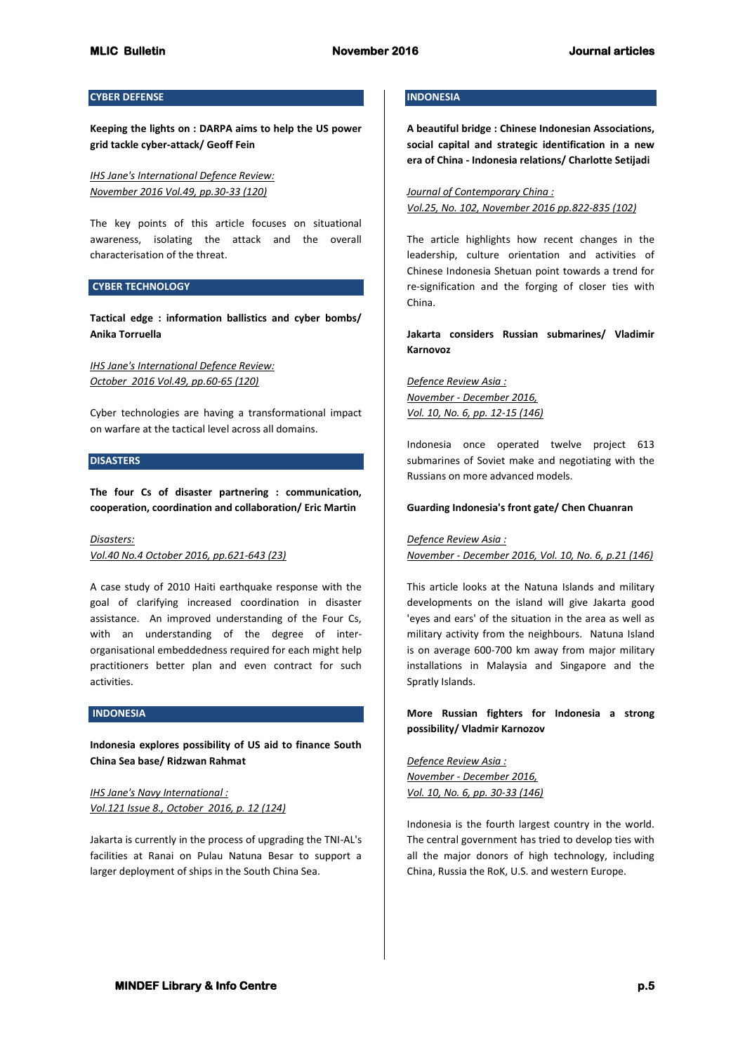## CYBER DEFENSE

**Keeping the lights on : DARPA aims to help the US power grid tackle cyber-attack/ Geoff Fein**

*IHS Jane's International Defence Review: November 2016 Vol.49, pp.30-33 (120)*

The key points of this article focuses on situational awareness, isolating the attack and the overall characterisation of the threat.

## CYBER TECHNOLOGY

**Tactical edge : information ballistics and cyber bombs/ Anika Torruella**

*IHS Jane's International Defence Review: October 2016 Vol.49, pp.60-65 (120)*

Cyber technologies are having a transformational impact on warfare at the tactical level across all domains.

## DISASTERS

**The four Cs of disaster partnering : communication, cooperation, coordination and collaboration/ Eric Martin**

*Disasters: Vol.40 No.4 October 2016, pp.621-643 (23)*

A case study of 2010 Haiti earthquake response with the goal of clarifying increased coordination in disaster assistance. An improved understanding of the Four Cs, with an understanding of the degree of inter-organisational embeddedness required for each might help practitioners better plan and even contract for such activities.

## INDONESIA

**Indonesia explores possibility of US aid to finance South China Sea base/ Ridzwan Rahmat**

*IHS Jane's Navy International : Vol.121 Issue 8., October 2016, p. 12 (124)*

Jakarta is currently in the process of upgrading the TNI-AL's facilities at Ranai on Pulau Natuna Besar to support a larger deployment of ships in the South China Sea.

## INDONESIA

**A beautiful bridge : Chinese Indonesian Associations, social capital and strategic identification in a new era of China - Indonesia relations/ Charlotte Setijadi**

*Journal of Contemporary China : Vol.25, No. 102, November 2016 pp.822-835 (102)*

The article highlights how recent changes in the leadership, culture orientation and activities of Chinese Indonesia Shetuan point towards a trend for re-signification and the forging of closer ties with China.

**Jakarta considers Russian submarines/ Vladimir Karnovoz**

*Defence Review Asia : November - December 2016, Vol. 10, No. 6, pp. 12-15 (146)*

Indonesia once operated twelve project 613 submarines of Soviet make and negotiating with the Russians on more advanced models.

**Guarding Indonesia's front gate/ Chen Chuanran**

*Defence Review Asia : November - December 2016, Vol. 10, No. 6, p.21 (146)*

This article looks at the Natuna Islands and military developments on the island will give Jakarta good 'eyes and ears' of the situation in the area as well as military activity from the neighbours. Natuna Island is on average 600-700 km away from major military installations in Malaysia and Singapore and the Spratly Islands.

**More Russian fighters for Indonesia a strong possibility/ Vladmir Karnozov**

*Defence Review Asia : November - December 2016, Vol. 10, No. 6, pp. 30-33 (146)*

Indonesia is the fourth largest country in the world. The central government has tried to develop ties with all the major donors of high technology, including China, Russia the RoK, U.S. and western Europe.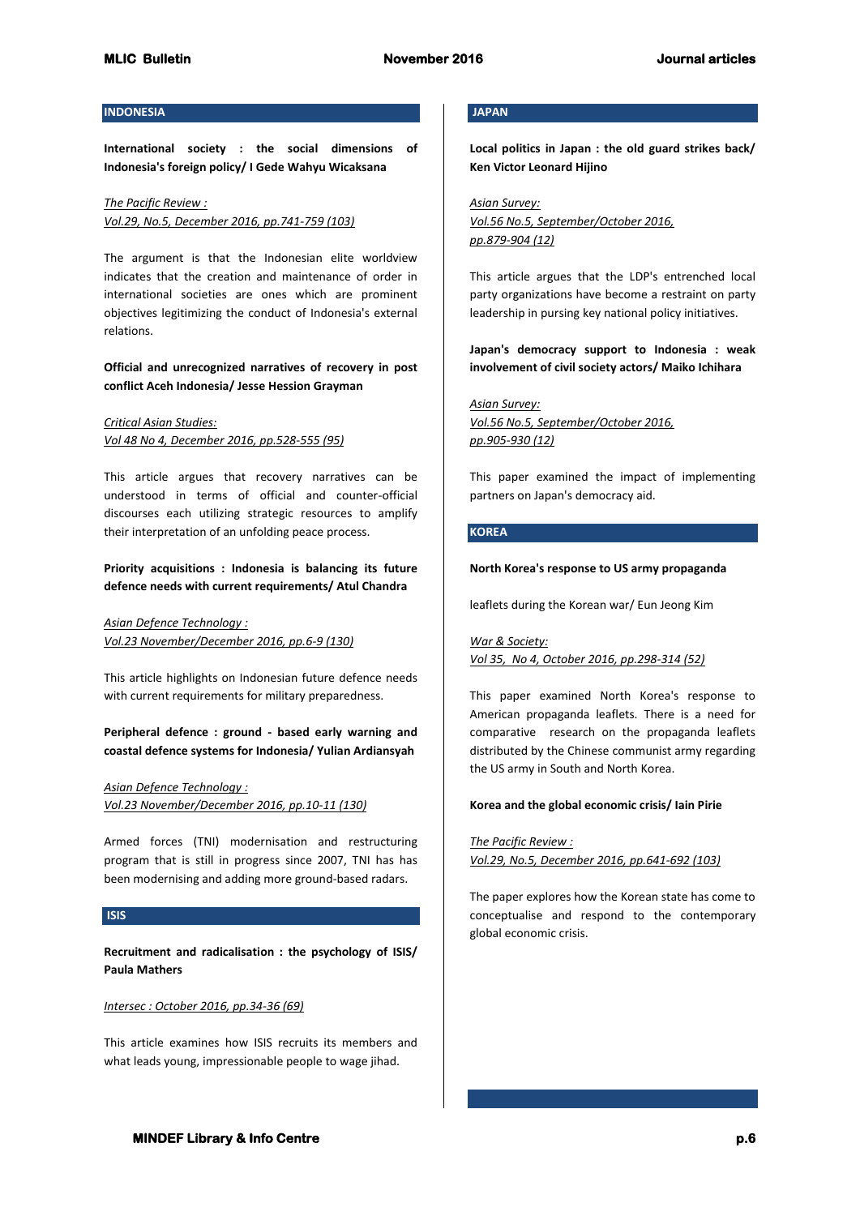## INDONESIA

**International society : the social dimensions of Indonesia's foreign policy/ I Gede Wahyu Wicaksana**

*The Pacific Review :*
*Vol.29, No.5, December 2016, pp.741-759 (103)*

The argument is that the Indonesian elite worldview indicates that the creation and maintenance of order in international societies are ones which are prominent objectives legitimizing the conduct of Indonesia's external relations.

**Official and unrecognized narratives of recovery in post conflict Aceh Indonesia/ Jesse Hession Grayman**

*Critical Asian Studies:*
*Vol 48 No 4, December 2016, pp.528-555 (95)*

This article argues that recovery narratives can be understood in terms of official and counter-official discourses each utilizing strategic resources to amplify their interpretation of an unfolding peace process.

**Priority acquisitions : Indonesia is balancing its future defence needs with current requirements/ Atul Chandra**

*Asian Defence Technology :*
*Vol.23 November/December 2016, pp.6-9 (130)*

This article highlights on Indonesian future defence needs with current requirements for military preparedness.

**Peripheral defence : ground - based early warning and coastal defence systems for Indonesia/ Yulian Ardiansyah**

*Asian Defence Technology :*
*Vol.23 November/December 2016, pp.10-11 (130)*

Armed forces (TNI) modernisation and restructuring program that is still in progress since 2007, TNI has has been modernising and adding more ground-based radars.

## ISIS

**Recruitment and radicalisation : the psychology of ISIS/ Paula Mathers**

*Intersec : October 2016, pp.34-36 (69)*

This article examines how ISIS recruits its members and what leads young, impressionable people to wage jihad.

## JAPAN

**Local politics in Japan : the old guard strikes back/ Ken Victor Leonard Hijino**

*Asian Survey:*
*Vol.56 No.5, September/October 2016, pp.879-904 (12)*

This article argues that the LDP's entrenched local party organizations have become a restraint on party leadership in pursing key national policy initiatives.

**Japan's democracy support to Indonesia : weak involvement of civil society actors/ Maiko Ichihara**

*Asian Survey:*
*Vol.56 No.5, September/October 2016, pp.905-930 (12)*

This paper examined the impact of implementing partners on Japan's democracy aid.

## KOREA

**North Korea's response to US army propaganda**

leaflets during the Korean war/ Eun Jeong Kim

*War & Society:*
*Vol 35, No 4, October 2016, pp.298-314 (52)*

This paper examined North Korea's response to American propaganda leaflets. There is a need for comparative research on the propaganda leaflets distributed by the Chinese communist army regarding the US army in South and North Korea.

**Korea and the global economic crisis/ Iain Pirie**

*The Pacific Review :*
*Vol.29, No.5, December 2016, pp.641-692 (103)*

The paper explores how the Korean state has come to conceptualise and respond to the contemporary global economic crisis.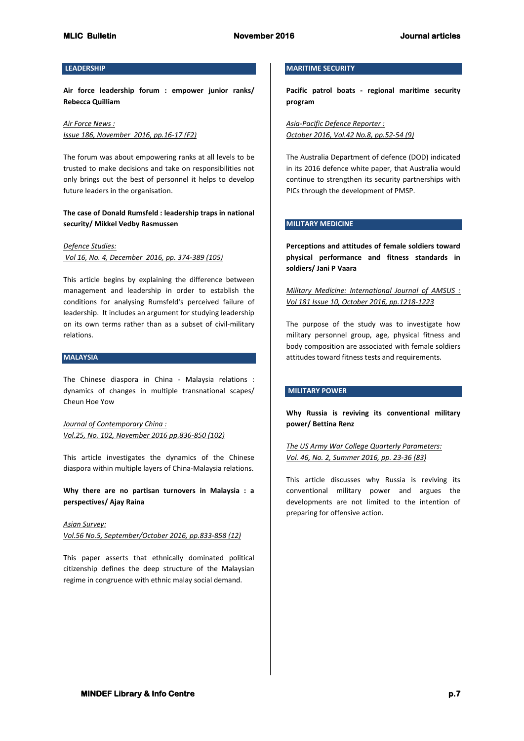## LEADERSHIP

**Air force leadership forum : empower junior ranks/ Rebecca Quilliam**

*Air Force News :*
*Issue 186, November 2016, pp.16-17 (F2)*

The forum was about empowering ranks at all levels to be trusted to make decisions and take on responsibilities not only brings out the best of personnel it helps to develop future leaders in the organisation.

**The case of Donald Rumsfeld : leadership traps in national security/ Mikkel Vedby Rasmussen**

*Defence Studies:*
*Vol 16, No. 4, December 2016, pp. 374-389 (105)*

This article begins by explaining the difference between management and leadership in order to establish the conditions for analysing Rumsfeld's perceived failure of leadership. It includes an argument for studying leadership on its own terms rather than as a subset of civil-military relations.

## MALAYSIA

The Chinese diaspora in China - Malaysia relations : dynamics of changes in multiple transnational scapes/ Cheun Hoe Yow

*Journal of Contemporary China :*
*Vol.25, No. 102, November 2016 pp.836-850 (102)*

This article investigates the dynamics of the Chinese diaspora within multiple layers of China-Malaysia relations.

**Why there are no partisan turnovers in Malaysia : a perspectives/ Ajay Raina**

*Asian Survey:*
*Vol.56 No.5, September/October 2016, pp.833-858 (12)*

This paper asserts that ethnically dominated political citizenship defines the deep structure of the Malaysian regime in congruence with ethnic malay social demand.

## MARITIME SECURITY

**Pacific patrol boats - regional maritime security program**

*Asia-Pacific Defence Reporter :*
*October 2016, Vol.42 No.8, pp.52-54 (9)*

The Australia Department of defence (DOD) indicated in its 2016 defence white paper, that Australia would continue to strengthen its security partnerships with PICs through the development of PMSP.

## MILITARY MEDICINE

**Perceptions and attitudes of female soldiers toward physical performance and fitness standards in soldiers/ Jani P Vaara**

*Military Medicine: International Journal of AMSUS :*
*Vol 181 Issue 10, October 2016, pp.1218-1223*

The purpose of the study was to investigate how military personnel group, age, physical fitness and body composition are associated with female soldiers attitudes toward fitness tests and requirements.

## MILITARY POWER

**Why Russia is reviving its conventional military power/ Bettina Renz**

*The US Army War College Quarterly Parameters:*
*Vol. 46, No. 2, Summer 2016, pp. 23-36 (83)*

This article discusses why Russia is reviving its conventional military power and argues the developments are not limited to the intention of preparing for offensive action.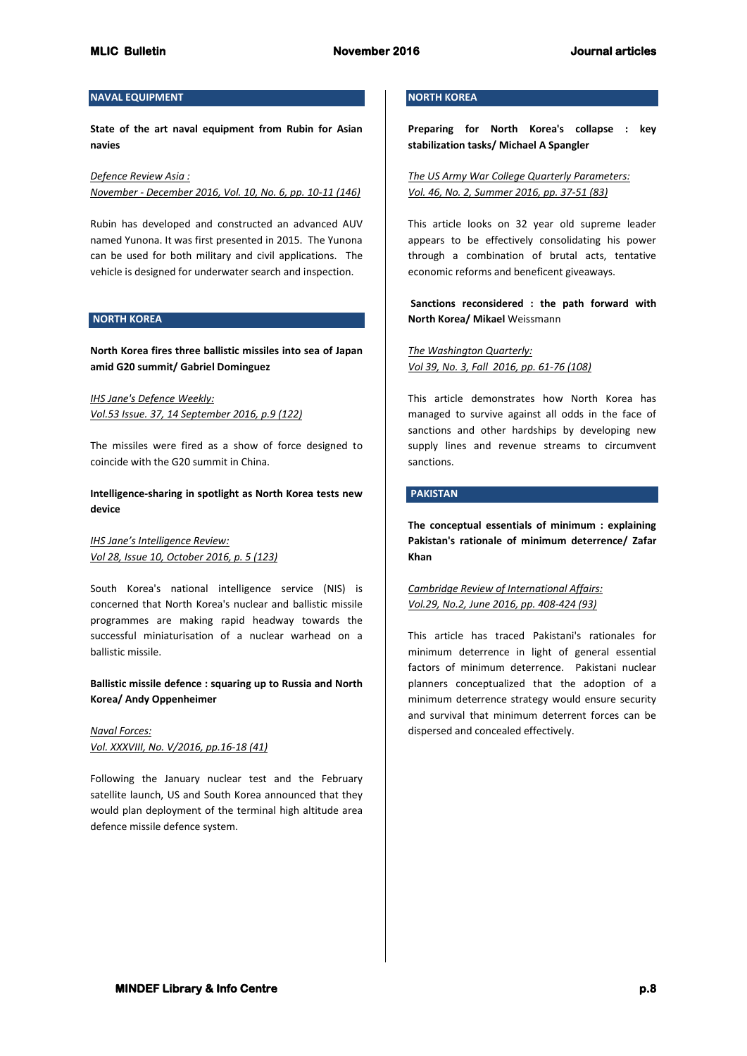## NAVAL EQUIPMENT

**State of the art naval equipment from Rubin for Asian navies**

*Defence Review Asia :*
*November - December 2016, Vol. 10, No. 6, pp. 10-11 (146)*

Rubin has developed and constructed an advanced AUV named Yunona. It was first presented in 2015. The Yunona can be used for both military and civil applications. The vehicle is designed for underwater search and inspection.

## NORTH KOREA

**North Korea fires three ballistic missiles into sea of Japan amid G20 summit/ Gabriel Dominguez**

*IHS Jane's Defence Weekly:*
*Vol.53 Issue. 37, 14 September 2016, p.9 (122)*

The missiles were fired as a show of force designed to coincide with the G20 summit in China.

**Intelligence-sharing in spotlight as North Korea tests new device**

*IHS Jane's Intelligence Review:*
*Vol 28, Issue 10, October 2016, p. 5 (123)*

South Korea's national intelligence service (NIS) is concerned that North Korea's nuclear and ballistic missile programmes are making rapid headway towards the successful miniaturisation of a nuclear warhead on a ballistic missile.

**Ballistic missile defence : squaring up to Russia and North Korea/ Andy Oppenheimer**

*Naval Forces:*
*Vol. XXXVIII, No. V/2016, pp.16-18 (41)*

Following the January nuclear test and the February satellite launch, US and South Korea announced that they would plan deployment of the terminal high altitude area defence missile defence system.

## NORTH KOREA

**Preparing for North Korea's collapse : key stabilization tasks/ Michael A Spangler**

*The US Army War College Quarterly Parameters:*
*Vol. 46, No. 2, Summer 2016, pp. 37-51 (83)*

This article looks on 32 year old supreme leader appears to be effectively consolidating his power through a combination of brutal acts, tentative economic reforms and beneficent giveaways.

**Sanctions reconsidered : the path forward with North Korea/ Mikael** Weissmann

*The Washington Quarterly:*
*Vol 39, No. 3, Fall 2016, pp. 61-76 (108)*

This article demonstrates how North Korea has managed to survive against all odds in the face of sanctions and other hardships by developing new supply lines and revenue streams to circumvent sanctions.

## PAKISTAN

**The conceptual essentials of minimum : explaining Pakistan's rationale of minimum deterrence/ Zafar Khan**

*Cambridge Review of International Affairs:*
*Vol.29, No.2, June 2016, pp. 408-424 (93)*

This article has traced Pakistani's rationales for minimum deterrence in light of general essential factors of minimum deterrence. Pakistani nuclear planners conceptualized that the adoption of a minimum deterrence strategy would ensure security and survival that minimum deterrent forces can be dispersed and concealed effectively.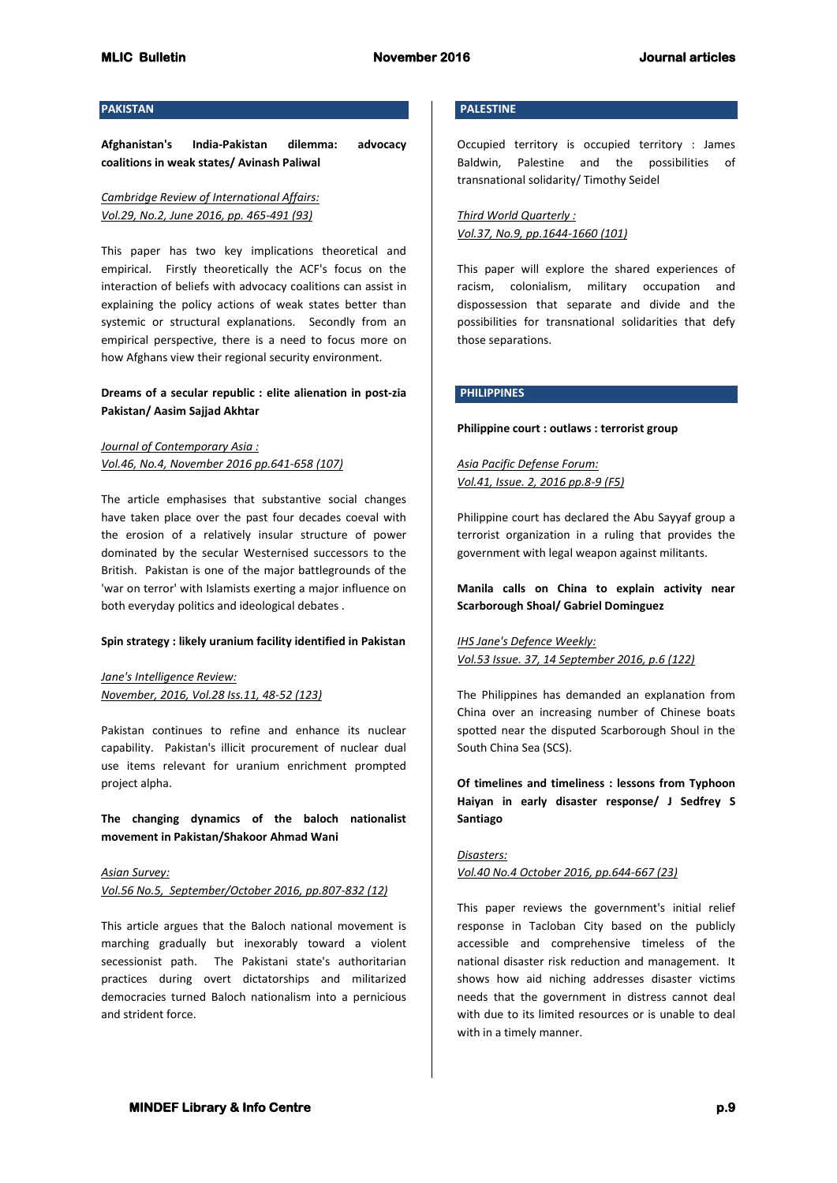## PAKISTAN

**Afghanistan's India-Pakistan dilemma: advocacy coalitions in weak states/ Avinash Paliwal**

*Cambridge Review of International Affairs: Vol.29, No.2, June 2016, pp. 465-491 (93)*

This paper has two key implications theoretical and empirical. Firstly theoretically the ACF's focus on the interaction of beliefs with advocacy coalitions can assist in explaining the policy actions of weak states better than systemic or structural explanations. Secondly from an empirical perspective, there is a need to focus more on how Afghans view their regional security environment.

**Dreams of a secular republic : elite alienation in post-zia Pakistan/ Aasim Sajjad Akhtar**

*Journal of Contemporary Asia : Vol.46, No.4, November 2016 pp.641-658 (107)*

The article emphasises that substantive social changes have taken place over the past four decades coeval with the erosion of a relatively insular structure of power dominated by the secular Westernised successors to the British. Pakistan is one of the major battlegrounds of the 'war on terror' with Islamists exerting a major influence on both everyday politics and ideological debates .

**Spin strategy : likely uranium facility identified in Pakistan**

*Jane's Intelligence Review: November, 2016, Vol.28 Iss.11, 48-52 (123)*

Pakistan continues to refine and enhance its nuclear capability. Pakistan's illicit procurement of nuclear dual use items relevant for uranium enrichment prompted project alpha.

**The changing dynamics of the baloch nationalist movement in Pakistan/Shakoor Ahmad Wani**

*Asian Survey: Vol.56 No.5, September/October 2016, pp.807-832 (12)*

This article argues that the Baloch national movement is marching gradually but inexorably toward a violent secessionist path. The Pakistani state's authoritarian practices during overt dictatorships and militarized democracies turned Baloch nationalism into a pernicious and strident force.

## PALESTINE

Occupied territory is occupied territory : James Baldwin, Palestine and the possibilities of transnational solidarity/ Timothy Seidel

*Third World Quarterly : Vol.37, No.9, pp.1644-1660 (101)*

This paper will explore the shared experiences of racism, colonialism, military occupation and dispossession that separate and divide and the possibilities for transnational solidarities that defy those separations.

## PHILIPPINES

**Philippine court : outlaws : terrorist group**

*Asia Pacific Defense Forum: Vol.41, Issue. 2, 2016 pp.8-9 (F5)*

Philippine court has declared the Abu Sayyaf group a terrorist organization in a ruling that provides the government with legal weapon against militants.

**Manila calls on China to explain activity near Scarborough Shoal/ Gabriel Dominguez**

*IHS Jane's Defence Weekly: Vol.53 Issue. 37, 14 September 2016, p.6 (122)*

The Philippines has demanded an explanation from China over an increasing number of Chinese boats spotted near the disputed Scarborough Shoul in the South China Sea (SCS).

**Of timelines and timeliness : lessons from Typhoon Haiyan in early disaster response/ J Sedfrey S Santiago**

*Disasters: Vol.40 No.4 October 2016, pp.644-667 (23)*

This paper reviews the government's initial relief response in Tacloban City based on the publicly accessible and comprehensive timeless of the national disaster risk reduction and management. It shows how aid niching addresses disaster victims needs that the government in distress cannot deal with due to its limited resources or is unable to deal with in a timely manner.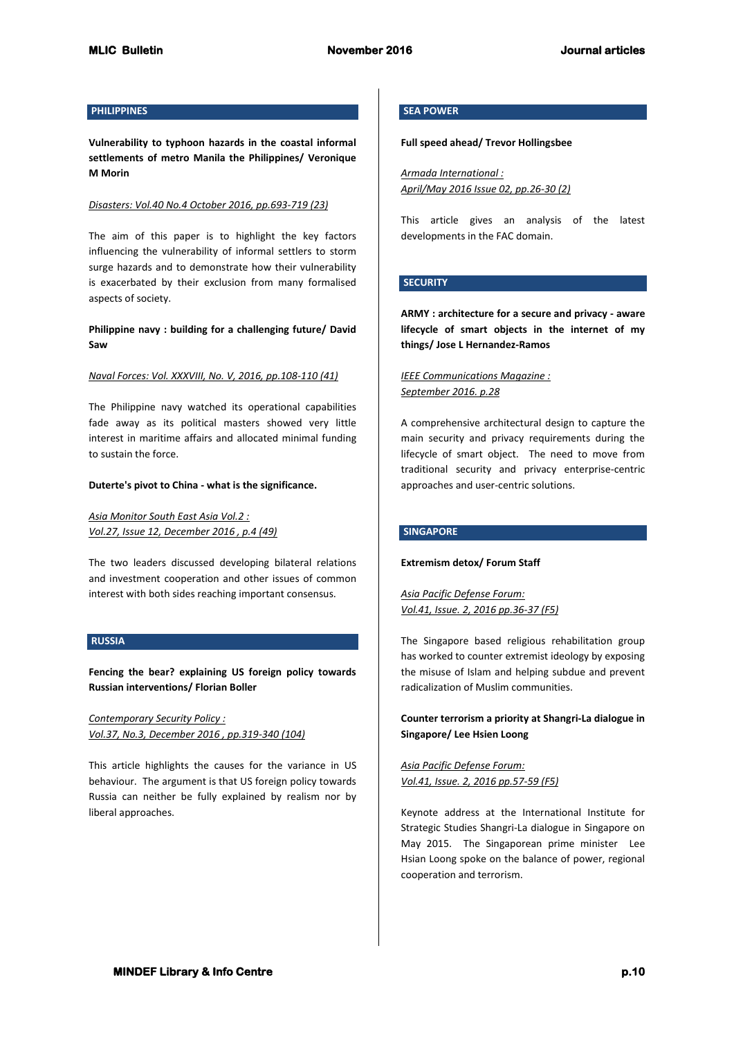## PHILIPPINES

**Vulnerability to typhoon hazards in the coastal informal settlements of metro Manila the Philippines/ Veronique M Morin**

*Disasters: Vol.40 No.4 October 2016, pp.693-719 (23)*

The aim of this paper is to highlight the key factors influencing the vulnerability of informal settlers to storm surge hazards and to demonstrate how their vulnerability is exacerbated by their exclusion from many formalised aspects of society.

**Philippine navy : building for a challenging future/ David Saw**

*Naval Forces: Vol. XXXVIII, No. V, 2016, pp.108-110 (41)*

The Philippine navy watched its operational capabilities fade away as its political masters showed very little interest in maritime affairs and allocated minimal funding to sustain the force.

**Duterte's pivot to China - what is the significance.**

*Asia Monitor South East Asia Vol.2 : Vol.27, Issue 12, December 2016 , p.4 (49)*

The two leaders discussed developing bilateral relations and investment cooperation and other issues of common interest with both sides reaching important consensus.

## RUSSIA

**Fencing the bear? explaining US foreign policy towards Russian interventions/ Florian Boller**

*Contemporary Security Policy : Vol.37, No.3, December 2016 , pp.319-340 (104)*

This article highlights the causes for the variance in US behaviour. The argument is that US foreign policy towards Russia can neither be fully explained by realism nor by liberal approaches.

## SEA POWER

**Full speed ahead/ Trevor Hollingsbee**

*Armada International : April/May 2016 Issue 02, pp.26-30 (2)*

This article gives an analysis of the latest developments in the FAC domain.

## SECURITY

**ARMY : architecture for a secure and privacy - aware lifecycle of smart objects in the internet of my things/ Jose L Hernandez-Ramos**

*IEEE Communications Magazine : September 2016. p.28*

A comprehensive architectural design to capture the main security and privacy requirements during the lifecycle of smart object. The need to move from traditional security and privacy enterprise-centric approaches and user-centric solutions.

## SINGAPORE

**Extremism detox/ Forum Staff**

*Asia Pacific Defense Forum: Vol.41, Issue. 2, 2016 pp.36-37 (F5)*

The Singapore based religious rehabilitation group has worked to counter extremist ideology by exposing the misuse of Islam and helping subdue and prevent radicalization of Muslim communities.

**Counter terrorism a priority at Shangri-La dialogue in Singapore/ Lee Hsien Loong**

*Asia Pacific Defense Forum: Vol.41, Issue. 2, 2016 pp.57-59 (F5)*

Keynote address at the International Institute for Strategic Studies Shangri-La dialogue in Singapore on May 2015. The Singaporean prime minister Lee Hsian Loong spoke on the balance of power, regional cooperation and terrorism.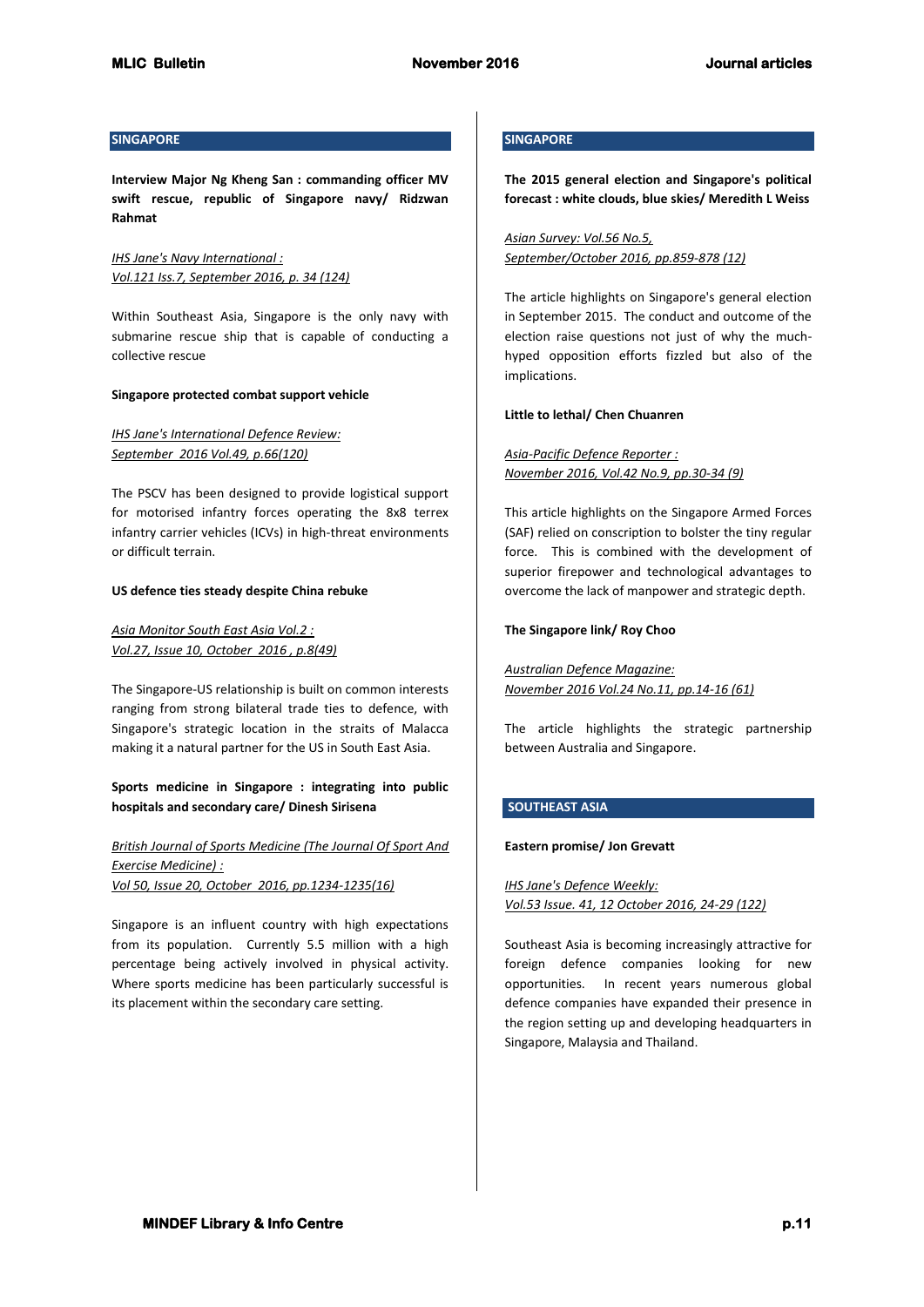## SINGAPORE

**Interview Major Ng Kheng San : commanding officer MV swift rescue, republic of Singapore navy/ Ridzwan Rahmat**

*IHS Jane's Navy International : Vol.121 Iss.7, September 2016, p. 34 (124)*

Within Southeast Asia, Singapore is the only navy with submarine rescue ship that is capable of conducting a collective rescue

**Singapore protected combat support vehicle**

*IHS Jane's International Defence Review: September 2016 Vol.49, p.66(120)*

The PSCV has been designed to provide logistical support for motorised infantry forces operating the 8x8 terrex infantry carrier vehicles (ICVs) in high-threat environments or difficult terrain.

**US defence ties steady despite China rebuke**

*Asia Monitor South East Asia Vol.2 : Vol.27, Issue 10, October 2016 , p.8(49)*

The Singapore-US relationship is built on common interests ranging from strong bilateral trade ties to defence, with Singapore's strategic location in the straits of Malacca making it a natural partner for the US in South East Asia.

**Sports medicine in Singapore : integrating into public hospitals and secondary care/ Dinesh Sirisena**

*British Journal of Sports Medicine (The Journal Of Sport And Exercise Medicine) : Vol 50, Issue 20, October 2016, pp.1234-1235(16)*

Singapore is an influent country with high expectations from its population. Currently 5.5 million with a high percentage being actively involved in physical activity. Where sports medicine has been particularly successful is its placement within the secondary care setting.

## SINGAPORE

**The 2015 general election and Singapore's political forecast : white clouds, blue skies/ Meredith L Weiss**

*Asian Survey: Vol.56 No.5, September/October 2016, pp.859-878 (12)*

The article highlights on Singapore's general election in September 2015. The conduct and outcome of the election raise questions not just of why the much-hyped opposition efforts fizzled but also of the implications.

**Little to lethal/ Chen Chuanren**

*Asia-Pacific Defence Reporter : November 2016, Vol.42 No.9, pp.30-34 (9)*

This article highlights on the Singapore Armed Forces (SAF) relied on conscription to bolster the tiny regular force. This is combined with the development of superior firepower and technological advantages to overcome the lack of manpower and strategic depth.

**The Singapore link/ Roy Choo**

*Australian Defence Magazine: November 2016 Vol.24 No.11, pp.14-16 (61)*

The article highlights the strategic partnership between Australia and Singapore.

## SOUTHEAST ASIA

**Eastern promise/ Jon Grevatt**

*IHS Jane's Defence Weekly: Vol.53 Issue. 41, 12 October 2016, 24-29 (122)*

Southeast Asia is becoming increasingly attractive for foreign defence companies looking for new opportunities. In recent years numerous global defence companies have expanded their presence in the region setting up and developing headquarters in Singapore, Malaysia and Thailand.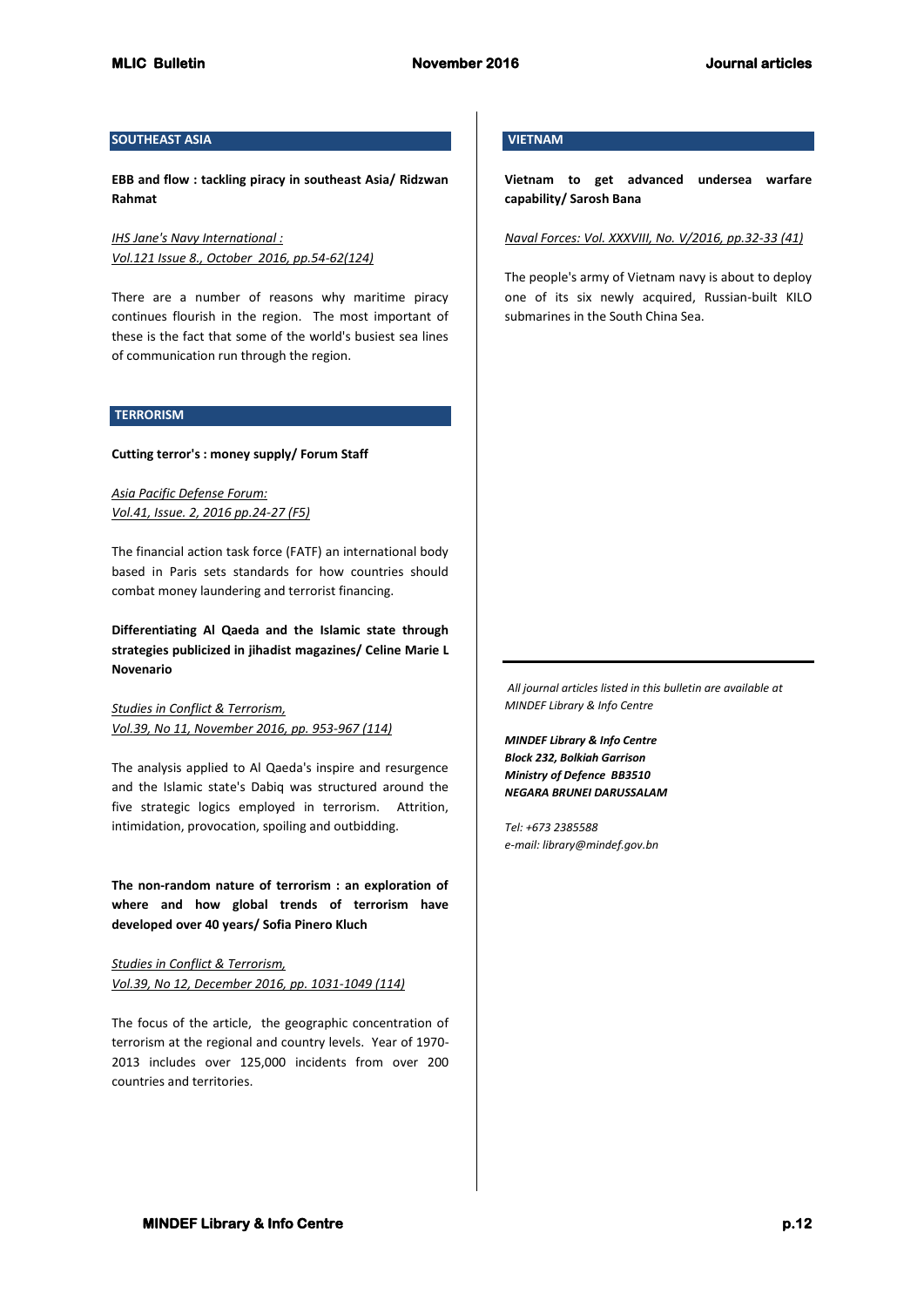## SOUTHEAST ASIA

**EBB and flow : tackling piracy in southeast Asia/ Ridzwan Rahmat**

*IHS Jane's Navy International : Vol.121 Issue 8., October 2016, pp.54-62(124)*

There are a number of reasons why maritime piracy continues flourish in the region. The most important of these is the fact that some of the world's busiest sea lines of communication run through the region.

## TERRORISM

**Cutting terror's : money supply/ Forum Staff**

*Asia Pacific Defense Forum: Vol.41, Issue. 2, 2016 pp.24-27 (F5)*

The financial action task force (FATF) an international body based in Paris sets standards for how countries should combat money laundering and terrorist financing.

**Differentiating Al Qaeda and the Islamic state through strategies publicized in jihadist magazines/ Celine Marie L Novenario**

*Studies in Conflict & Terrorism, Vol.39, No 11, November 2016, pp. 953-967 (114)*

The analysis applied to Al Qaeda's inspire and resurgence and the Islamic state's Dabiq was structured around the five strategic logics employed in terrorism. Attrition, intimidation, provocation, spoiling and outbidding.

**The non-random nature of terrorism : an exploration of where and how global trends of terrorism have developed over 40 years/ Sofia Pinero Kluch**

*Studies in Conflict & Terrorism, Vol.39, No 12, December 2016, pp. 1031-1049 (114)*

The focus of the article, the geographic concentration of terrorism at the regional and country levels. Year of 1970-2013 includes over 125,000 incidents from over 200 countries and territories.

## VIETNAM

**Vietnam to get advanced undersea warfare capability/ Sarosh Bana**

*Naval Forces: Vol. XXXVIII, No. V/2016, pp.32-33 (41)*

The people's army of Vietnam navy is about to deploy one of its six newly acquired, Russian-built KILO submarines in the South China Sea.

---

*All journal articles listed in this bulletin are available at MINDEF Library & Info Centre*

***MINDEF Library & Info Centre***
***Block 232, Bolkiah Garrison***
***Ministry of Defence BB3510***
***NEGARA BRUNEI DARUSSALAM***

*Tel: +673 2385588*
*e-mail: library@mindef.gov.bn*